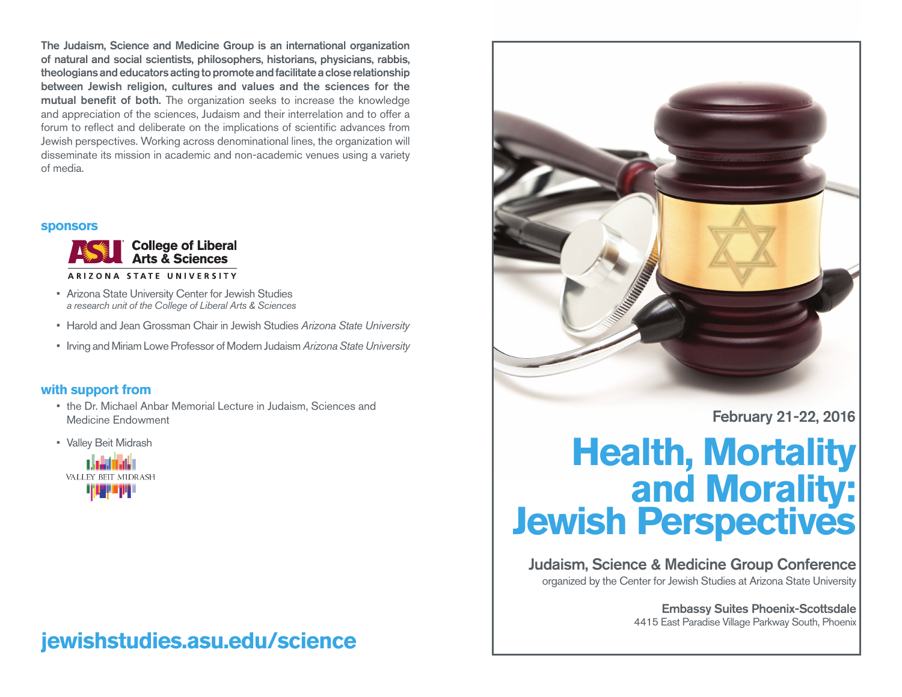**The Judaism, Science and Medicine Group is an international organization of natural and social scientists, philosophers, historians, physicians, rabbis, theologians and educators acting to promote and facilitate a close relationship between Jewish religion, cultures and values and the sciences for the mutual benefit of both.** The organization seeks to increase the knowledge and appreciation of the sciences, Judaism and their interrelation and to offer a forum to reflect and deliberate on the implications of scientific advances from Jewish perspectives. Working across denominational lines, the organization will disseminate its mission in academic and non-academic venues using a variety of media.

## sponsors

ASU College of Liberal Arts & Sciences
ARIZONA STATE UNIVERSITY

- Arizona State University Center for Jewish Studies
  *a research unit of the College of Liberal Arts & Sciences*
- Harold and Jean Grossman Chair in Jewish Studies *Arizona State University*
- Irving and Miriam Lowe Professor of Modern Judaism *Arizona State University*

## with support from

- the Dr. Michael Anbar Memorial Lecture in Judaism, Sciences and Medicine Endowment
- Valley Beit Midrash

VALLEY BEIT MIDRASH

**jewishstudies.asu.edu/science**

**February 21-22, 2016**

# Health, Mortality and Morality: Jewish Perspectives

**Judaism, Science & Medicine Group Conference**
organized by the Center for Jewish Studies at Arizona State University

**Embassy Suites Phoenix-Scottsdale**
4415 East Paradise Village Parkway South, Phoenix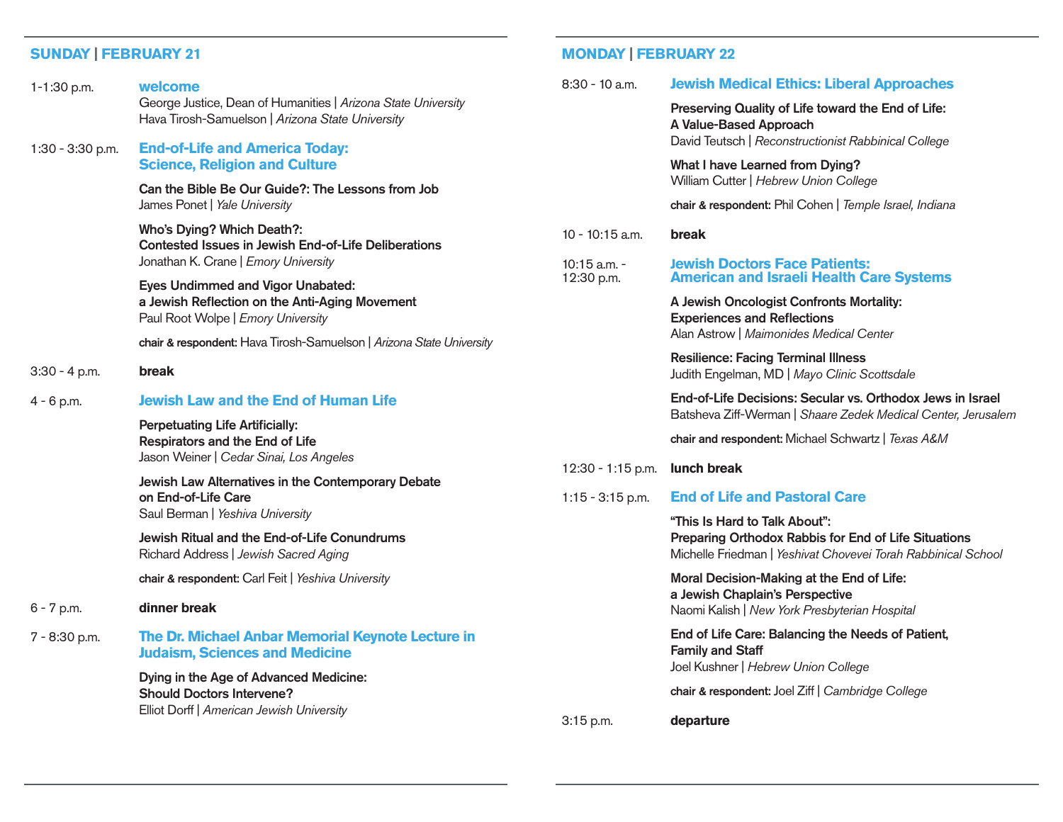## SUNDAY | FEBRUARY 21

**1-1:30 p.m.** — **welcome**

George Justice, Dean of Humanities | *Arizona State University*
Hava Tirosh-Samuelson | *Arizona State University*

**1:30 - 3:30 p.m.** — **End-of-Life and America Today: Science, Religion and Culture**

**Can the Bible Be Our Guide?: The Lessons from Job**
James Ponet | *Yale University*

**Who's Dying? Which Death?: Contested Issues in Jewish End-of-Life Deliberations**
Jonathan K. Crane | *Emory University*

**Eyes Undimmed and Vigor Unabated: a Jewish Reflection on the Anti-Aging Movement**
Paul Root Wolpe | *Emory University*

**chair & respondent:** Hava Tirosh-Samuelson | *Arizona State University*

**3:30 - 4 p.m.** — **break**

**4 - 6 p.m.** — **Jewish Law and the End of Human Life**

**Perpetuating Life Artificially: Respirators and the End of Life**
Jason Weiner | *Cedar Sinai, Los Angeles*

**Jewish Law Alternatives in the Contemporary Debate on End-of-Life Care**
Saul Berman | *Yeshiva University*

**Jewish Ritual and the End-of-Life Conundrums**
Richard Address | *Jewish Sacred Aging*

**chair & respondent:** Carl Feit | *Yeshiva University*

**6 - 7 p.m.** — **dinner break**

**7 - 8:30 p.m.** — **The Dr. Michael Anbar Memorial Keynote Lecture in Judaism, Sciences and Medicine**

**Dying in the Age of Advanced Medicine: Should Doctors Intervene?**
Elliot Dorff | *American Jewish University*

## MONDAY | FEBRUARY 22

**8:30 - 10 a.m.** — **Jewish Medical Ethics: Liberal Approaches**

**Preserving Quality of Life toward the End of Life: A Value-Based Approach**
David Teutsch | *Reconstructionist Rabbinical College*

**What I have Learned from Dying?**
William Cutter | *Hebrew Union College*

**chair & respondent:** Phil Cohen | *Temple Israel, Indiana*

**10 - 10:15 a.m.** — **break**

**10:15 a.m. - 12:30 p.m.** — **Jewish Doctors Face Patients: American and Israeli Health Care Systems**

**A Jewish Oncologist Confronts Mortality: Experiences and Reflections**
Alan Astrow | *Maimonides Medical Center*

**Resilience: Facing Terminal Illness**
Judith Engelman, MD | *Mayo Clinic Scottsdale*

**End-of-Life Decisions: Secular vs. Orthodox Jews in Israel**
Batsheva Ziff-Werman | *Shaare Zedek Medical Center, Jerusalem*

**chair and respondent:** Michael Schwartz | *Texas A&M*

**12:30 - 1:15 p.m.** — **lunch break**

**1:15 - 3:15 p.m.** — **End of Life and Pastoral Care**

**"This Is Hard to Talk About": Preparing Orthodox Rabbis for End of Life Situations**
Michelle Friedman | *Yeshivat Chovevei Torah Rabbinical School*

**Moral Decision-Making at the End of Life: a Jewish Chaplain's Perspective**
Naomi Kalish | *New York Presbyterian Hospital*

**End of Life Care: Balancing the Needs of Patient, Family and Staff**
Joel Kushner | *Hebrew Union College*

**chair & respondent:** Joel Ziff | *Cambridge College*

**3:15 p.m.** — **departure**